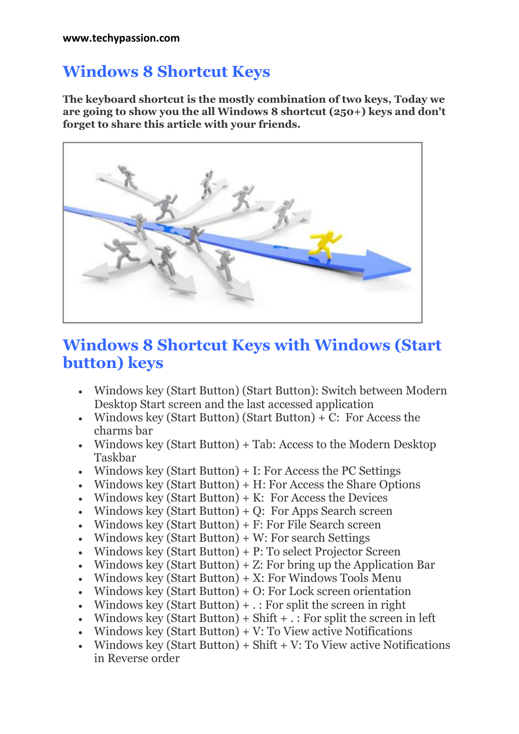# Windows 8 Shortcut Keys

**The keyboard shortcut is the mostly combination of two keys, Today we are going to show you the all Windows 8 shortcut (250+) keys and don't forget to share this article with your friends.**

## Windows 8 Shortcut Keys with Windows (Start button) keys

- Windows key (Start Button) (Start Button): Switch between Modern Desktop Start screen and the last accessed application
- Windows key (Start Button) (Start Button) + C: For Access the charms bar
- Windows key (Start Button) + Tab: Access to the Modern Desktop Taskbar
- Windows key (Start Button) + I: For Access the PC Settings
- Windows key (Start Button) + H: For Access the Share Options
- Windows key (Start Button) + K: For Access the Devices
- Windows key (Start Button) + Q: For Apps Search screen
- Windows key (Start Button) + F: For File Search screen
- Windows key (Start Button) + W: For search Settings
- Windows key (Start Button) + P: To select Projector Screen
- Windows key (Start Button) + Z: For bring up the Application Bar
- Windows key (Start Button) + X: For Windows Tools Menu
- Windows key (Start Button) + O: For Lock screen orientation
- Windows key (Start Button) + . : For split the screen in right
- Windows key (Start Button) + Shift + . : For split the screen in left
- Windows key (Start Button) + V: To View active Notifications
- Windows key (Start Button) + Shift + V: To View active Notifications in Reverse order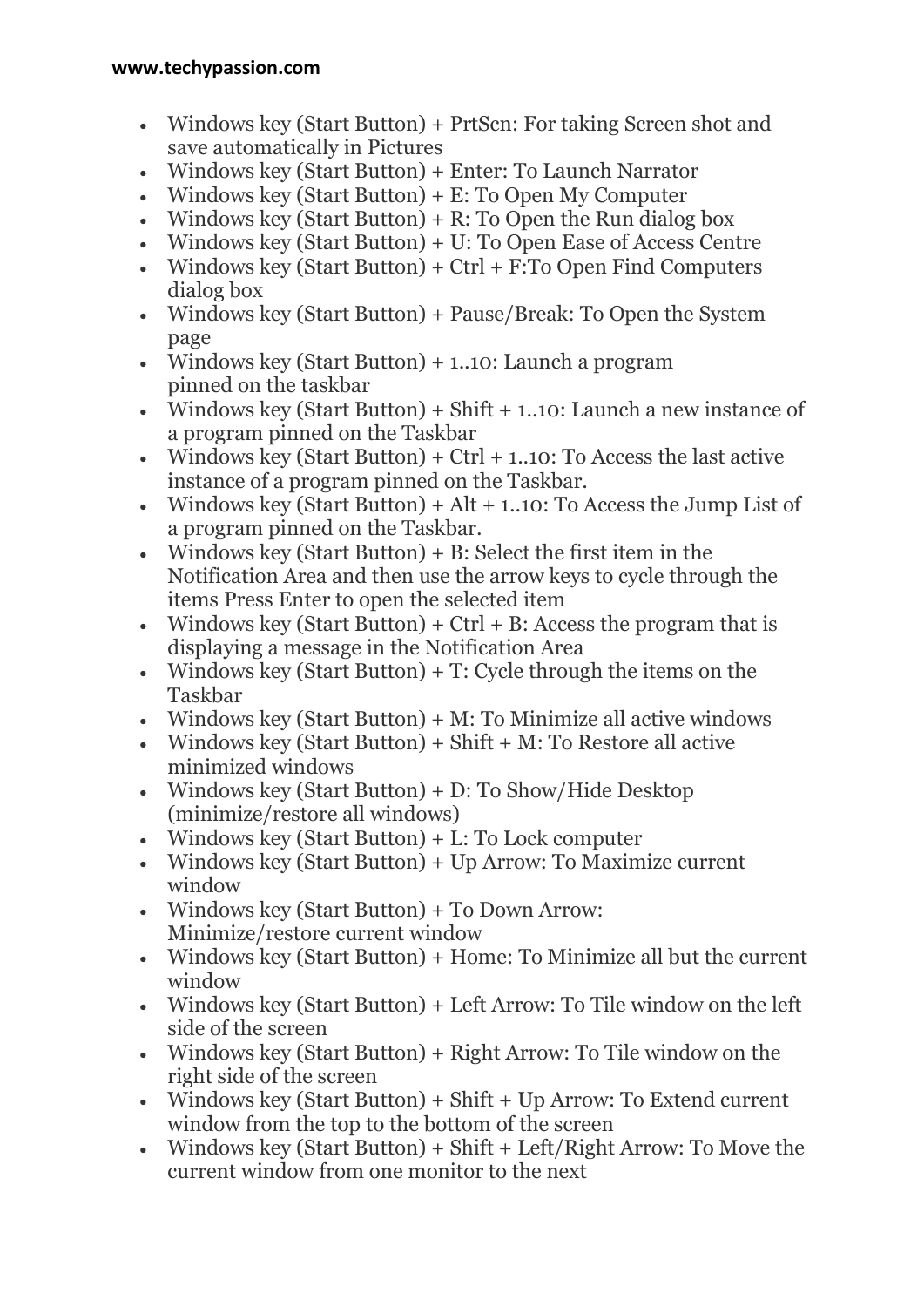- Windows key (Start Button) + PrtScn: For taking Screen shot and save automatically in Pictures
- Windows key (Start Button) + Enter: To Launch Narrator
- Windows key (Start Button) + E: To Open My Computer
- Windows key (Start Button) + R: To Open the Run dialog box
- Windows key (Start Button) + U: To Open Ease of Access Centre
- Windows key (Start Button) + Ctrl + F:To Open Find Computers dialog box
- Windows key (Start Button) + Pause/Break: To Open the System page
- Windows key (Start Button) + 1..10: Launch a program pinned on the taskbar
- Windows key (Start Button) + Shift + 1..10: Launch a new instance of a program pinned on the Taskbar
- Windows key (Start Button) + Ctrl + 1..10: To Access the last active instance of a program pinned on the Taskbar.
- Windows key (Start Button) + Alt + 1..10: To Access the Jump List of a program pinned on the Taskbar.
- Windows key (Start Button) + B: Select the first item in the Notification Area and then use the arrow keys to cycle through the items Press Enter to open the selected item
- Windows key (Start Button) + Ctrl + B: Access the program that is displaying a message in the Notification Area
- Windows key (Start Button) + T: Cycle through the items on the Taskbar
- Windows key (Start Button) + M: To Minimize all active windows
- Windows key (Start Button) + Shift + M: To Restore all active minimized windows
- Windows key (Start Button) + D: To Show/Hide Desktop (minimize/restore all windows)
- Windows key (Start Button) + L: To Lock computer
- Windows key (Start Button) + Up Arrow: To Maximize current window
- Windows key (Start Button) + To Down Arrow: Minimize/restore current window
- Windows key (Start Button) + Home: To Minimize all but the current window
- Windows key (Start Button) + Left Arrow: To Tile window on the left side of the screen
- Windows key (Start Button) + Right Arrow: To Tile window on the right side of the screen
- Windows key (Start Button) + Shift + Up Arrow: To Extend current window from the top to the bottom of the screen
- Windows key (Start Button) + Shift + Left/Right Arrow: To Move the current window from one monitor to the next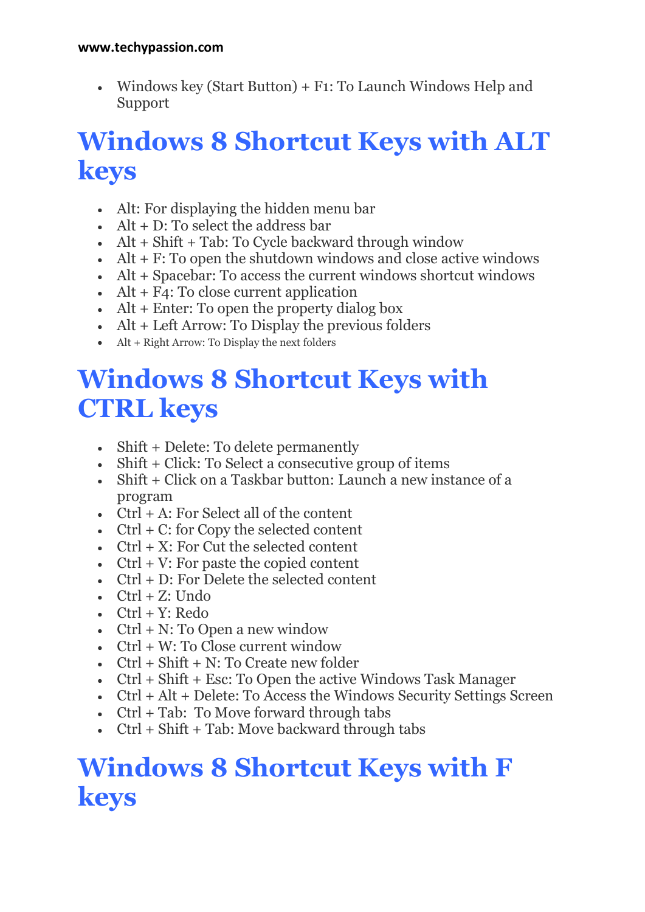- Windows key (Start Button) + F1: To Launch Windows Help and Support

# Windows 8 Shortcut Keys with ALT keys

- Alt: For displaying the hidden menu bar
- Alt + D: To select the address bar
- Alt + Shift + Tab: To Cycle backward through window
- Alt + F: To open the shutdown windows and close active windows
- Alt + Spacebar: To access the current windows shortcut windows
- Alt + F4: To close current application
- Alt + Enter: To open the property dialog box
- Alt + Left Arrow: To Display the previous folders
- Alt + Right Arrow: To Display the next folders

# Windows 8 Shortcut Keys with CTRL keys

- Shift + Delete: To delete permanently
- Shift + Click: To Select a consecutive group of items
- Shift + Click on a Taskbar button: Launch a new instance of a program
- Ctrl + A: For Select all of the content
- Ctrl + C: for Copy the selected content
- Ctrl + X: For Cut the selected content
- Ctrl + V: For paste the copied content
- Ctrl + D: For Delete the selected content
- Ctrl + Z: Undo
- Ctrl + Y: Redo
- Ctrl + N: To Open a new window
- Ctrl + W: To Close current window
- Ctrl + Shift + N: To Create new folder
- Ctrl + Shift + Esc: To Open the active Windows Task Manager
- Ctrl + Alt + Delete: To Access the Windows Security Settings Screen
- Ctrl + Tab: To Move forward through tabs
- Ctrl + Shift + Tab: Move backward through tabs

# Windows 8 Shortcut Keys with F keys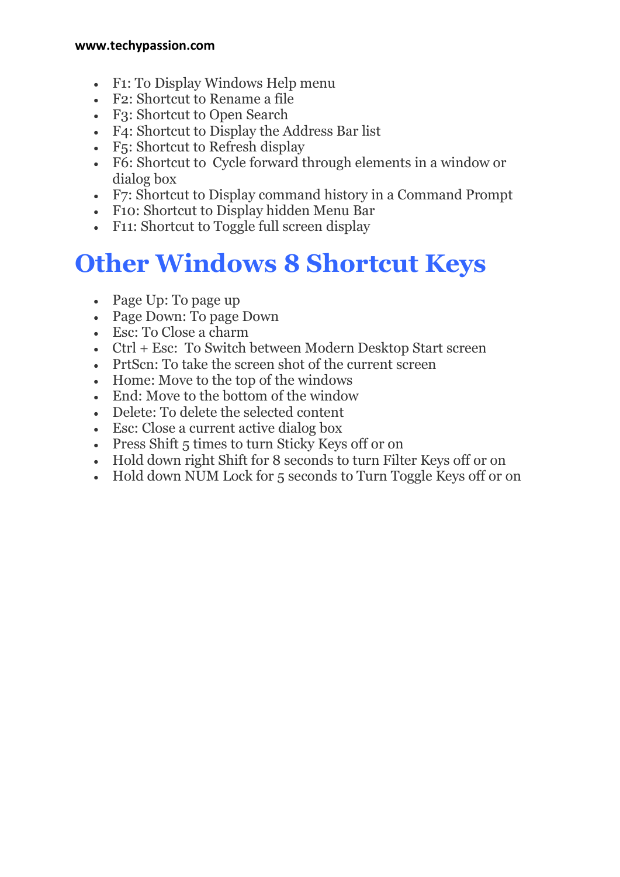- F1: To Display Windows Help menu
- F2: Shortcut to Rename a file
- F3: Shortcut to Open Search
- F4: Shortcut to Display the Address Bar list
- F5: Shortcut to Refresh display
- F6: Shortcut to Cycle forward through elements in a window or dialog box
- F7: Shortcut to Display command history in a Command Prompt
- F10: Shortcut to Display hidden Menu Bar
- F11: Shortcut to Toggle full screen display

# Other Windows 8 Shortcut Keys

- Page Up: To page up
- Page Down: To page Down
- Esc: To Close a charm
- Ctrl + Esc: To Switch between Modern Desktop Start screen
- PrtScn: To take the screen shot of the current screen
- Home: Move to the top of the windows
- End: Move to the bottom of the window
- Delete: To delete the selected content
- Esc: Close a current active dialog box
- Press Shift 5 times to turn Sticky Keys off or on
- Hold down right Shift for 8 seconds to turn Filter Keys off or on
- Hold down NUM Lock for 5 seconds to Turn Toggle Keys off or on